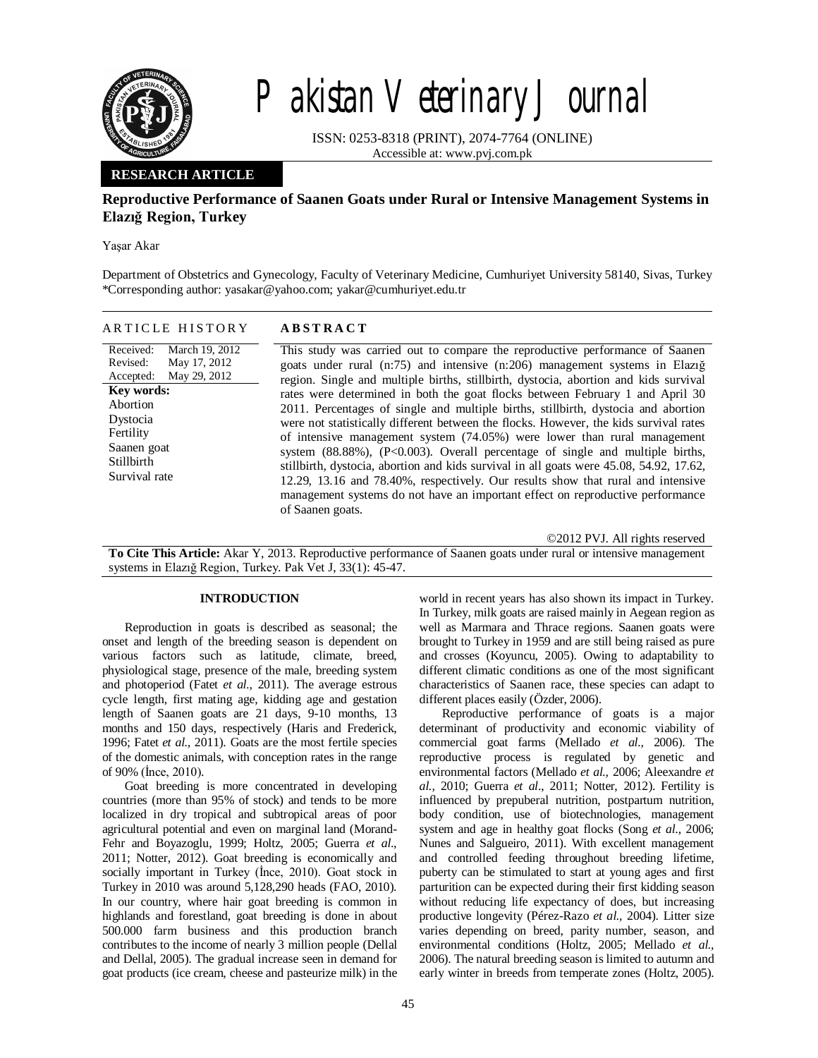# Pakistan Veterinary Journal

ISSN: 0253-8318 (PRINT), 2074-7764 (ONLINE)
Accessible at: www.pvj.com.pk

**RESEARCH ARTICLE**

## Reproductive Performance of Saanen Goats under Rural or Intensive Management Systems in Elazığ Region, Turkey

Yaşar Akar

Department of Obstetrics and Gynecology, Faculty of Veterinary Medicine, Cumhuriyet University 58140, Sivas, Turkey
*Corresponding author: yasakar@yahoo.com; yakar@cumhuriyet.edu.tr

**ARTICLE HISTORY**

Received: March 19, 2012
Revised: May 17, 2012
Accepted: May 29, 2012

**Key words:**
Abortion
Dystocia
Fertility
Saanen goat
Stillbirth
Survival rate

**ABSTRACT**

This study was carried out to compare the reproductive performance of Saanen goats under rural (n:75) and intensive (n:206) management systems in Elazığ region. Single and multiple births, stillbirth, dystocia, abortion and kids survival rates were determined in both the goat flocks between February 1 and April 30 2011. Percentages of single and multiple births, stillbirth, dystocia and abortion were not statistically different between the flocks. However, the kids survival rates of intensive management system (74.05%) were lower than rural management system (88.88%), (P<0.003). Overall percentage of single and multiple births, stillbirth, dystocia, abortion and kids survival in all goats were 45.08, 54.92, 17.62, 12.29, 13.16 and 78.40%, respectively. Our results show that rural and intensive management systems do not have an important effect on reproductive performance of Saanen goats.

©2012 PVJ. All rights reserved

**To Cite This Article:** Akar Y, 2013. Reproductive performance of Saanen goats under rural or intensive management systems in Elazığ Region, Turkey. Pak Vet J, 33(1): 45-47.

## INTRODUCTION

Reproduction in goats is described as seasonal; the onset and length of the breeding season is dependent on various factors such as latitude, climate, breed, physiological stage, presence of the male, breeding system and photoperiod (Fatet *et al.,* 2011). The average estrous cycle length, first mating age, kidding age and gestation length of Saanen goats are 21 days, 9-10 months, 13 months and 150 days, respectively (Haris and Frederick, 1996; Fatet *et al.,* 2011). Goats are the most fertile species of the domestic animals, with conception rates in the range of 90% (İnce, 2010).

Goat breeding is more concentrated in developing countries (more than 95% of stock) and tends to be more localized in dry tropical and subtropical areas of poor agricultural potential and even on marginal land (Morand-Fehr and Boyazoglu, 1999; Holtz, 2005; Guerra *et al*., 2011; Notter, 2012). Goat breeding is economically and socially important in Turkey (İnce, 2010). Goat stock in Turkey in 2010 was around 5,128,290 heads (FAO, 2010). In our country, where hair goat breeding is common in highlands and forestland, goat breeding is done in about 500.000 farm business and this production branch contributes to the income of nearly 3 million people (Dellal and Dellal, 2005). The gradual increase seen in demand for goat products (ice cream, cheese and pasteurize milk) in the world in recent years has also shown its impact in Turkey. In Turkey, milk goats are raised mainly in Aegean region as well as Marmara and Thrace regions. Saanen goats were brought to Turkey in 1959 and are still being raised as pure and crosses (Koyuncu, 2005). Owing to adaptability to different climatic conditions as one of the most significant characteristics of Saanen race, these species can adapt to different places easily (Özder, 2006).

Reproductive performance of goats is a major determinant of productivity and economic viability of commercial goat farms (Mellado *et al.,* 2006). The reproductive process is regulated by genetic and environmental factors (Mellado *et al.,* 2006; Aleexandre *et al.,* 2010; Guerra *et al*., 2011; Notter, 2012). Fertility is influenced by prepuberal nutrition, postpartum nutrition, body condition, use of biotechnologies, management system and age in healthy goat flocks (Song *et al*., 2006; Nunes and Salgueiro, 2011). With excellent management and controlled feeding throughout breeding lifetime, puberty can be stimulated to start at young ages and first parturition can be expected during their first kidding season without reducing life expectancy of does, but increasing productive longevity (Pérez-Razo *et al*., 2004). Litter size varies depending on breed, parity number, season, and environmental conditions (Holtz, 2005; Mellado *et al*., 2006). The natural breeding season is limited to autumn and early winter in breeds from temperate zones (Holtz, 2005).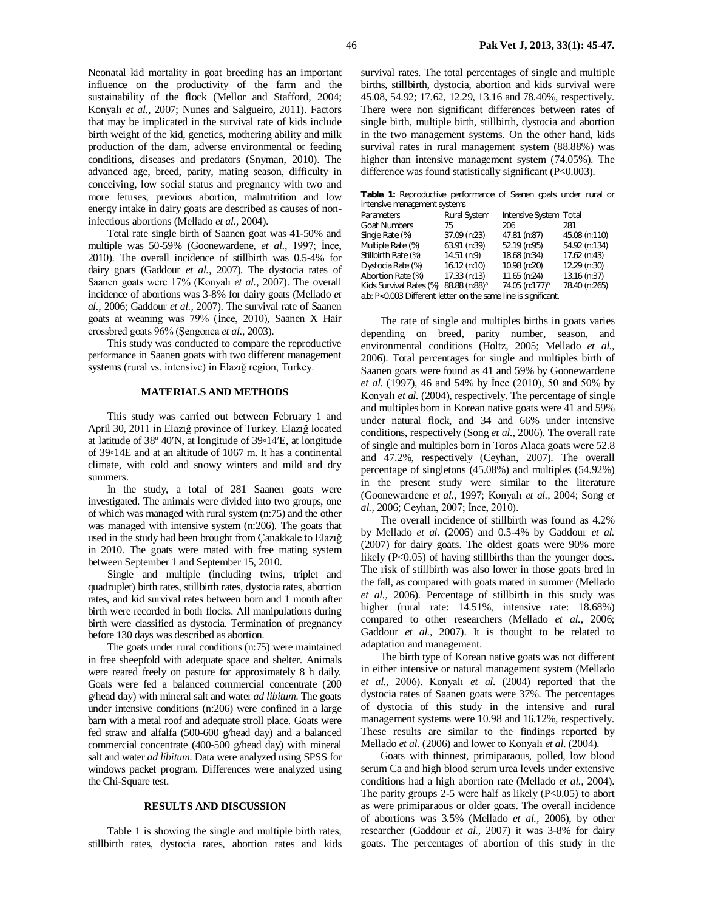Neonatal kid mortality in goat breeding has an important influence on the productivity of the farm and the sustainability of the flock (Mellor and Stafford, 2004; Konyalı *et al.,* 2007; Nunes and Salgueiro, 2011). Factors that may be implicated in the survival rate of kids include birth weight of the kid, genetics, mothering ability and milk production of the dam, adverse environmental or feeding conditions, diseases and predators (Snyman, 2010). The advanced age, breed, parity, mating season, difficulty in conceiving, low social status and pregnancy with two and more fetuses, previous abortion, malnutrition and low energy intake in dairy goats are described as causes of non-infectious abortions (Mellado *et al.,* 2004).

Total rate single birth of Saanen goat was 41-50% and multiple was 50-59% (Goonewardene, *et al.,* 1997; İnce, 2010). The overall incidence of stillbirth was 0.5-4% for dairy goats (Gaddour *et al.,* 2007). The dystocia rates of Saanen goats were 17% (Konyalı *et al.,* 2007). The overall incidence of abortions was 3-8% for dairy goats (Mellado *et al.,* 2006; Gaddour *et al.,* 2007). The survival rate of Saanen goats at weaning was 79% (İnce, 2010), Saanen X Hair crossbred goats 96% (Şengonca *et al*., 2003).

This study was conducted to compare the reproductive performance in Saanen goats with two different management systems (rural vs. intensive) in Elazığ region, Turkey.

## MATERIALS AND METHODS

This study was carried out between February 1 and April 30, 2011 in Elazığ province of Turkey. Elazığ located at latitude of 38º 40′N, at longitude of 39◦14′E, at longitude of 39◦14E and at an altitude of 1067 m. It has a continental climate, with cold and snowy winters and mild and dry summers.

In the study, a total of 281 Saanen goats were investigated. The animals were divided into two groups, one of which was managed with rural system (n:75) and the other was managed with intensive system (n:206). The goats that used in the study had been brought from Çanakkale to Elazığ in 2010. The goats were mated with free mating system between September 1 and September 15, 2010.

Single and multiple (including twins, triplet and quadruplet) birth rates, stillbirth rates, dystocia rates, abortion rates, and kid survival rates between born and 1 month after birth were recorded in both flocks. All manipulations during birth were classified as dystocia. Termination of pregnancy before 130 days was described as abortion.

The goats under rural conditions (n:75) were maintained in free sheepfold with adequate space and shelter. Animals were reared freely on pasture for approximately 8 h daily. Goats were fed a balanced commercial concentrate (200 g/head day) with mineral salt and water *ad libitum*. The goats under intensive conditions (n:206) were confined in a large barn with a metal roof and adequate stroll place. Goats were fed straw and alfalfa (500-600 g/head day) and a balanced commercial concentrate (400-500 g/head day) with mineral salt and water *ad libitum*. Data were analyzed using SPSS for windows packet program. Differences were analyzed using the Chi-Square test.

## RESULTS AND DISCUSSION

Table 1 is showing the single and multiple birth rates, stillbirth rates, dystocia rates, abortion rates and kids survival rates. The total percentages of single and multiple births, stillbirth, dystocia, abortion and kids survival were 45.08, 54.92; 17.62, 12.29, 13.16 and 78.40%, respectively. There were non significant differences between rates of single birth, multiple birth, stillbirth, dystocia and abortion in the two management systems. On the other hand, kids survival rates in rural management system (88.88%) was higher than intensive management system (74.05%). The difference was found statistically significant (P<0.003).

**Table 1:** Reproductive performance of Saanen goats under rural or intensive management systems

| Parameters | Rural System | Intensive System | Total |
|---|---|---|---|
| Goat Numbers | 75 | 206 | 281 |
| Single Rate (%) | 37.09 (n:23) | 47.81 (n:87) | 45.08 (n:110) |
| Multiple Rate (%) | 63.91 (n:39) | 52.19 (n:95) | 54.92 (n:134) |
| Stillbirth Rate (%) | 14.51 (n:9) | 18.68 (n:34) | 17.62 (n:43) |
| Dystocia Rate (%) | 16.12 (n:10) | 10.98 (n:20) | 12.29 (n:30) |
| Abortion Rate (%) | 17.33 (n:13) | 11.65 (n:24) | 13.16 (n:37) |
| Kids Survival Rates (%) | 88.88 (n:88)[a] | 74.05 (n:177)[b] | 78.40 (n:265) |

a,b: P<0.003 Different letter on the same line is significant.

The rate of single and multiples births in goats varies depending on breed, parity number, season, and environmental conditions (Holtz, 2005; Mellado *et al.,* 2006). Total percentages for single and multiples birth of Saanen goats were found as 41 and 59% by Goonewardene *et al.* (1997), 46 and 54% by İnce (2010), 50 and 50% by Konyalı *et al.* (2004), respectively. The percentage of single and multiples born in Korean native goats were 41 and 59% under natural flock, and 34 and 66% under intensive conditions, respectively (Song *et al.,* 2006). The overall rate of single and multiples born in Toros Alaca goats were 52.8 and 47.2%, respectively (Ceyhan, 2007). The overall percentage of singletons (45.08%) and multiples (54.92%) in the present study were similar to the literature (Goonewardene *et al.,* 1997; Konyalı *et al.,* 2004; Song *et al.,* 2006; Ceyhan, 2007; İnce, 2010).

The overall incidence of stillbirth was found as 4.2% by Mellado *et al.* (2006) and 0.5-4% by Gaddour *et al.* (2007) for dairy goats. The oldest goats were 90% more likely (P<0.05) of having stillbirths than the younger does. The risk of stillbirth was also lower in those goats bred in the fall, as compared with goats mated in summer (Mellado *et al.,* 2006). Percentage of stillbirth in this study was higher (rural rate: 14.51%, intensive rate: 18.68%) compared to other researchers (Mellado *et al.,* 2006; Gaddour *et al.,* 2007). It is thought to be related to adaptation and management.

The birth type of Korean native goats was not different in either intensive or natural management system (Mellado *et al.,* 2006). Konyalı *et al.* (2004) reported that the dystocia rates of Saanen goats were 37%. The percentages of dystocia of this study in the intensive and rural management systems were 10.98 and 16.12%, respectively. These results are similar to the findings reported by Mellado *et al.* (2006) and lower to Konyalı *et al.* (2004).

Goats with thinnest, primiparaous, polled, low blood serum Ca and high blood serum urea levels under extensive conditions had a high abortion rate (Mellado *et al.,* 2004). The parity groups 2-5 were half as likely (P<0.05) to abort as were primiparaous or older goats. The overall incidence of abortions was 3.5% (Mellado *et al.,* 2006), by other researcher (Gaddour *et al.,* 2007) it was 3-8% for dairy goats. The percentages of abortion of this study in the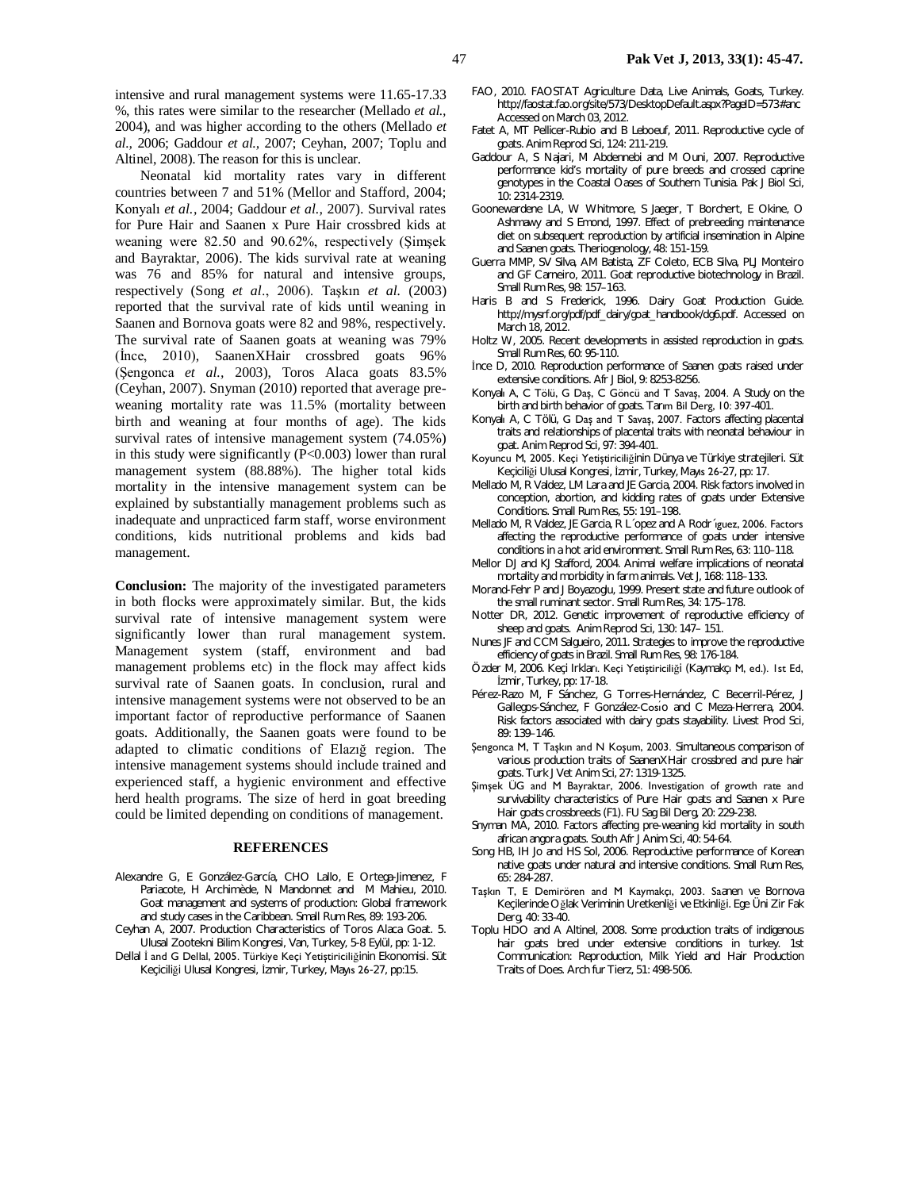intensive and rural management systems were 11.65-17.33 %, this rates were similar to the researcher (Mellado *et al.*, 2004), and was higher according to the others (Mellado *et al.*, 2006; Gaddour *et al.*, 2007; Ceyhan, 2007; Toplu and Altinel, 2008). The reason for this is unclear.

Neonatal kid mortality rates vary in different countries between 7 and 51% (Mellor and Stafford, 2004; Konyalı *et al.*, 2004; Gaddour *et al.*, 2007). Survival rates for Pure Hair and Saanen x Pure Hair crossbred kids at weaning were 82.50 and 90.62%, respectively (Şimşek and Bayraktar, 2006). The kids survival rate at weaning was 76 and 85% for natural and intensive groups, respectively (Song *et al.*, 2006). Taşkın *et al.* (2003) reported that the survival rate of kids until weaning in Saanen and Bornova goats were 82 and 98%, respectively. The survival rate of Saanen goats at weaning was 79% (İnce, 2010), SaanenXHair crossbred goats 96% (Şengonca *et al.*, 2003), Toros Alaca goats 83.5% (Ceyhan, 2007). Snyman (2010) reported that average pre-weaning mortality rate was 11.5% (mortality between birth and weaning at four months of age). The kids survival rates of intensive management system (74.05%) in this study were significantly ($P<0.003$) lower than rural management system (88.88%). The higher total kids mortality in the intensive management system can be explained by substantially management problems such as inadequate and unpracticed farm staff, worse environment conditions, kids nutritional problems and kids bad management.

**Conclusion:** The majority of the investigated parameters in both flocks were approximately similar. But, the kids survival rate of intensive management system were significantly lower than rural management system. Management system (staff, environment and bad management problems etc) in the flock may affect kids survival rate of Saanen goats. In conclusion, rural and intensive management systems were not observed to be an important factor of reproductive performance of Saanen goats. Additionally, the Saanen goats were found to be adapted to climatic conditions of Elazığ region. The intensive management systems should include trained and experienced staff, a hygienic environment and effective herd health programs. The size of herd in goat breeding could be limited depending on conditions of management.

## REFERENCES

Alexandre G, E González-García, CHO Lallo, E Ortega-Jimenez, F Pariacote, H Archimède, N Mandonnet and M Mahieu, 2010. Goat management and systems of production: Global framework and study cases in the Caribbean. Small Rum Res, 89: 193-206.

Ceyhan A, 2007. Production Characteristics of Toros Alaca Goat. 5. Ulusal Zootekni Bilim Kongresi, Van, Turkey, 5-8 Eylül, pp: 1-12.

Dellal İ and G Dellal, 2005. Türkiye Keçi Yetiştiriciliğinin Ekonomisi. Süt Keçiciliği Ulusal Kongresi, İzmir, Turkey, Mayıs 26-27, pp:15.

FAO, 2010. FAOSTAT Agriculture Data, Live Animals, Goats, Turkey. http://faostat.fao.org/site/573/DesktopDefault.aspx?PageID=573#anc Accessed on March 03, 2012.

Fatet A, MT Pellicer-Rubio and B Leboeuf, 2011. Reproductive cycle of goats. Anim Reprod Sci, 124: 211-219.

Gaddour A, S Najari, M Abdennebi and M Ouni, 2007. Reproductive performance kid's mortality of pure breeds and crossed caprine genotypes in the Coastal Oases of Southern Tunisia. Pak J Biol Sci, 10: 2314-2319.

Goonewardene LA, W Whitmore, S Jaeger, T Borchert, E Okine, O Ashmawy and S Emond, 1997. Effect of prebreeding maintenance diet on subsequent reproduction by artificial insemination in Alpine and Saanen goats. Theriogenology, 48: 151-159.

Guerra MMP, SV Silva, AM Batista, ZF Coleto, ECB Silva, PLJ Monteiro and GF Carneiro, 2011. Goat reproductive biotechnology in Brazil. Small Rum Res, 98: 157–163.

Haris B and S Frederick, 1996. Dairy Goat Production Guide. http://mysrf.org/pdf/pdf_dairy/goat_handbook/dg6.pdf. Accessed on March 18, 2012.

Holtz W, 2005. Recent developments in assisted reproduction in goats. Small Rum Res, 60: 95-110.

İnce D, 2010. Reproduction performance of Saanen goats raised under extensive conditions. Afr J Biol, 9: 8253-8256.

Konyalı A, C Tölü, G Daş, C Göncü and T Savaş, 2004. A Study on the birth and birth behavior of goats. Tarım Bil Derg, 10: 397-401.

Konyalı A, C Tölü, G Daş and T Savaş, 2007. Factors affecting placental traits and relationships of placental traits with neonatal behaviour in goat. Anim Reprod Sci, 97: 394-401.

Koyuncu M, 2005. Keçi Yetiştiriciliğinin Dünya ve Türkiye stratejileri. Süt Keçiciliği Ulusal Kongresi, İzmir, Turkey, Mayıs 26-27, pp: 17.

Mellado M, R Valdez, LM Lara and JE Garcia, 2004. Risk factors involved in conception, abortion, and kidding rates of goats under Extensive Conditions. Small Rum Res, 55: 191–198.

Mellado M, R Valdez, JE Garcia, R L´opez and A Rodr´ıguez, 2006. Factors affecting the reproductive performance of goats under intensive conditions in a hot arid environment. Small Rum Res, 63: 110–118.

Mellor DJ and KJ Stafford, 2004. Animal welfare implications of neonatal mortality and morbidity in farm animals. Vet J, 168: 118–133.

Morand-Fehr P and J Boyazoglu, 1999. Present state and future outlook of the small ruminant sector. Small Rum Res, 34: 175–178.

Notter DR, 2012. Genetic improvement of reproductive efficiency of sheep and goats. Anim Reprod Sci, 130: 147– 151.

Nunes JF and CCM Salgueiro, 2011. Strategies to improve the reproductive efficiency of goats in Brazil. Small Rum Res, 98: 176-184.

Özder M, 2006. Keçi Irkları. Keçi Yetiştiriciliği (Kaymakçı M, ed.). 1st Ed, İzmir, Turkey, pp: 17-18.

Pérez-Razo M, F Sánchez, G Torres-Hernández, C Becerril-Pérez, J Gallegos-Sánchez, F González-Cosio and C Meza-Herrera, 2004. Risk factors associated with dairy goats stayability. Livest Prod Sci, 89: 139–146.

Şengonca M, T Taşkın and N Koşum, 2003. Simultaneous comparison of various production traits of SaanenXHair crossbred and pure hair goats. Turk J Vet Anim Sci, 27: 1319-1325.

Şimşek ÜG and M Bayraktar, 2006. Investigation of growth rate and survivability characteristics of Pure Hair goats and Saanen x Pure Hair goats crossbreeds (F1). FU Sag Bil Derg, 20: 229-238.

Snyman MA, 2010. Factors affecting pre-weaning kid mortality in south african angora goats. South Afr J Anim Sci, 40: 54-64.

Song HB, IH Jo and HS Sol, 2006. Reproductive performance of Korean native goats under natural and intensive conditions. Small Rum Res, 65: 284-287.

Taşkın T, E Demirören and M Kaymakçı, 2003. Saanen ve Bornova Keçilerinde Oğlak Veriminin Uretkenliği ve Etkinliği. Ege Üni Zir Fak Derg, 40: 33-40.

Toplu HDO and A Altinel, 2008. Some production traits of indigenous hair goats bred under extensive conditions in turkey. 1st Communication: Reproduction, Milk Yield and Hair Production Traits of Does. Arch fur Tierz, 51: 498-506.